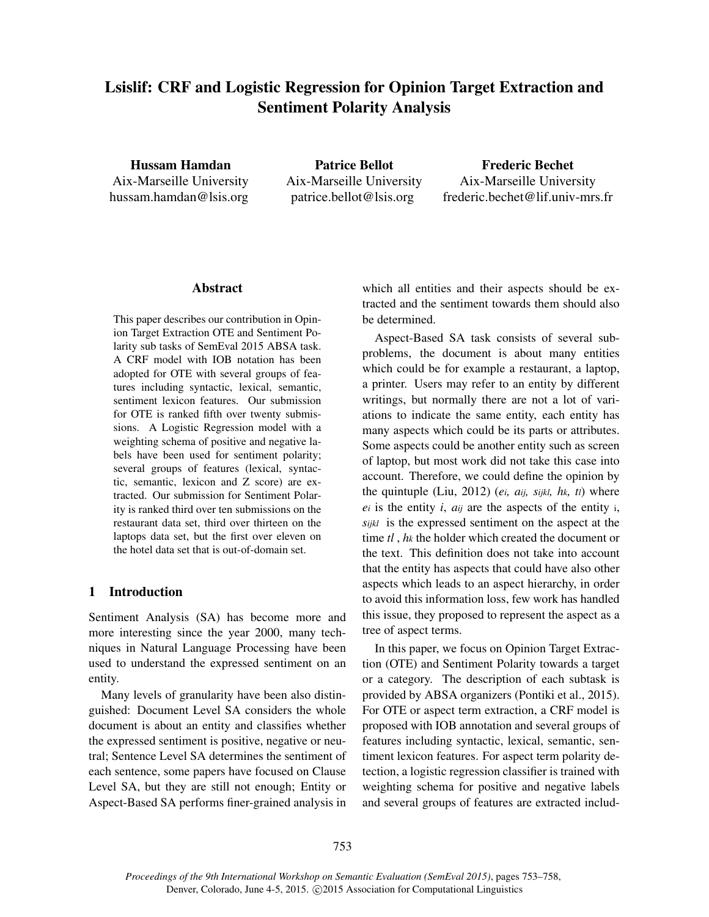# Lsislif: CRF and Logistic Regression for Opinion Target Extraction and Sentiment Polarity Analysis

**Hussam Hamdan**
Aix-Marseille University
hussam.hamdan@lsis.org

**Patrice Bellot**
Aix-Marseille University
patrice.bellot@lsis.org

**Frederic Bechet**
Aix-Marseille University
frederic.bechet@lif.univ-mrs.fr

## Abstract

This paper describes our contribution in Opinion Target Extraction OTE and Sentiment Polarity sub tasks of SemEval 2015 ABSA task. A CRF model with IOB notation has been adopted for OTE with several groups of features including syntactic, lexical, semantic, sentiment lexicon features. Our submission for OTE is ranked fifth over twenty submissions. A Logistic Regression model with a weighting schema of positive and negative labels have been used for sentiment polarity; several groups of features (lexical, syntactic, semantic, lexicon and Z score) are extracted. Our submission for Sentiment Polarity is ranked third over ten submissions on the restaurant data set, third over thirteen on the laptops data set, but the first over eleven on the hotel data set that is out-of-domain set.

## 1 Introduction

Sentiment Analysis (SA) has become more and more interesting since the year 2000, many techniques in Natural Language Processing have been used to understand the expressed sentiment on an entity.

Many levels of granularity have been also distinguished: Document Level SA considers the whole document is about an entity and classifies whether the expressed sentiment is positive, negative or neutral; Sentence Level SA determines the sentiment of each sentence, some papers have focused on Clause Level SA, but they are still not enough; Entity or Aspect-Based SA performs finer-grained analysis in which all entities and their aspects should be extracted and the sentiment towards them should also be determined.

Aspect-Based SA task consists of several subproblems, the document is about many entities which could be for example a restaurant, a laptop, a printer. Users may refer to an entity by different writings, but normally there are not a lot of variations to indicate the same entity, each entity has many aspects which could be its parts or attributes. Some aspects could be another entity such as screen of laptop, but most work did not take this case into account. Therefore, we could define the opinion by the quintuple (Liu, 2012) ($e_i$, $a_{ij}$, $s_{ijkl}$, $h_k$, $t_l$) where $e_i$ is the entity $i$, $a_{ij}$ are the aspects of the entity $i$, $s_{ijkl}$ is the expressed sentiment on the aspect at the time $t_l$, $h_k$ the holder which created the document or the text. This definition does not take into account that the entity has aspects that could have also other aspects which leads to an aspect hierarchy, in order to avoid this information loss, few work has handled this issue, they proposed to represent the aspect as a tree of aspect terms.

In this paper, we focus on Opinion Target Extraction (OTE) and Sentiment Polarity towards a target or a category. The description of each subtask is provided by ABSA organizers (Pontiki et al., 2015). For OTE or aspect term extraction, a CRF model is proposed with IOB annotation and several groups of features including syntactic, lexical, semantic, sentiment lexicon features. For aspect term polarity detection, a logistic regression classifier is trained with weighting schema for positive and negative labels and several groups of features are extracted includ-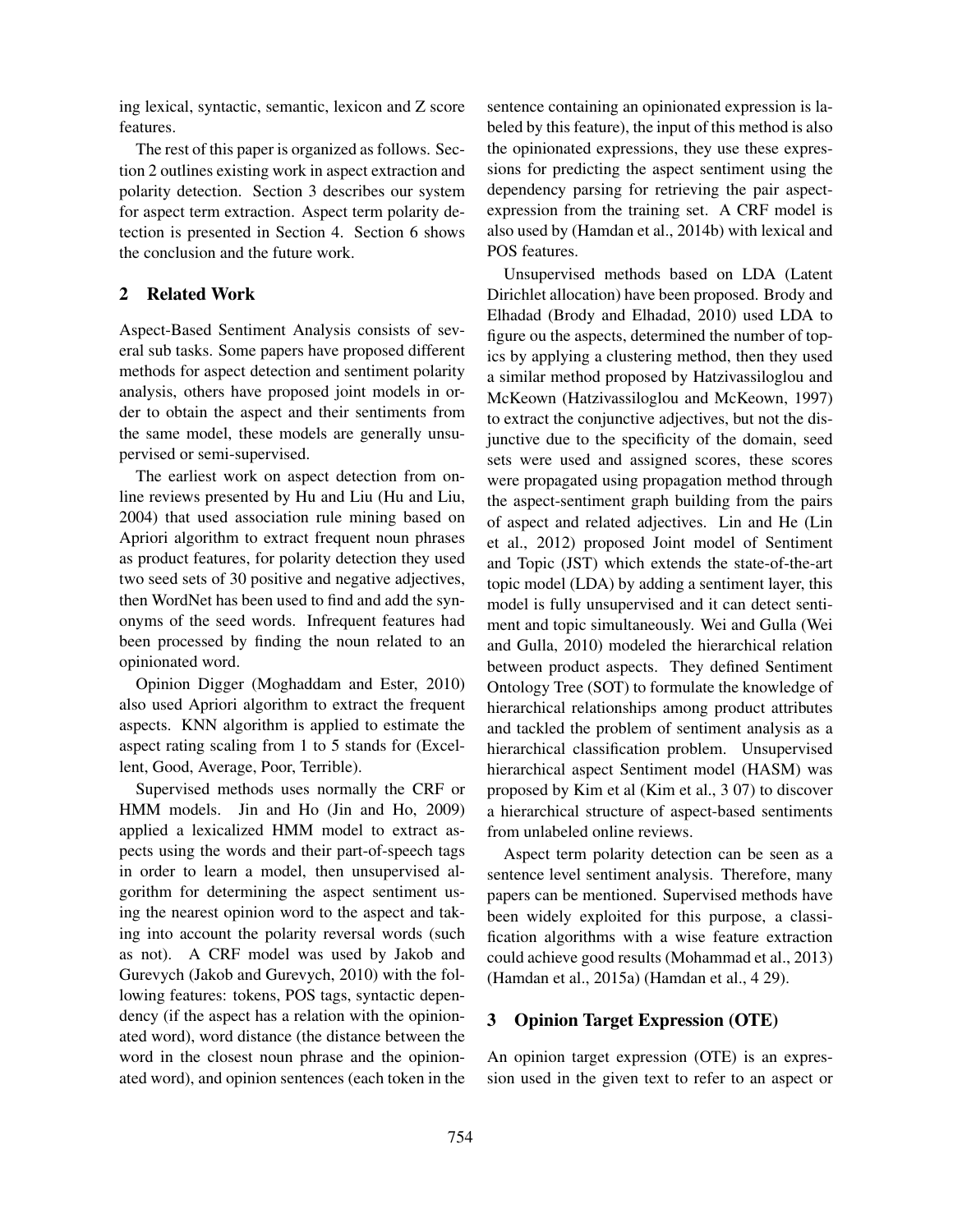ing lexical, syntactic, semantic, lexicon and Z score features.

The rest of this paper is organized as follows. Section 2 outlines existing work in aspect extraction and polarity detection. Section 3 describes our system for aspect term extraction. Aspect term polarity detection is presented in Section 4. Section 6 shows the conclusion and the future work.

## 2 Related Work

Aspect-Based Sentiment Analysis consists of several sub tasks. Some papers have proposed different methods for aspect detection and sentiment polarity analysis, others have proposed joint models in order to obtain the aspect and their sentiments from the same model, these models are generally unsupervised or semi-supervised.

The earliest work on aspect detection from online reviews presented by Hu and Liu (Hu and Liu, 2004) that used association rule mining based on Apriori algorithm to extract frequent noun phrases as product features, for polarity detection they used two seed sets of 30 positive and negative adjectives, then WordNet has been used to find and add the synonyms of the seed words. Infrequent features had been processed by finding the noun related to an opinionated word.

Opinion Digger (Moghaddam and Ester, 2010) also used Apriori algorithm to extract the frequent aspects. KNN algorithm is applied to estimate the aspect rating scaling from 1 to 5 stands for (Excellent, Good, Average, Poor, Terrible).

Supervised methods uses normally the CRF or HMM models. Jin and Ho (Jin and Ho, 2009) applied a lexicalized HMM model to extract aspects using the words and their part-of-speech tags in order to learn a model, then unsupervised algorithm for determining the aspect sentiment using the nearest opinion word to the aspect and taking into account the polarity reversal words (such as not). A CRF model was used by Jakob and Gurevych (Jakob and Gurevych, 2010) with the following features: tokens, POS tags, syntactic dependency (if the aspect has a relation with the opinionated word), word distance (the distance between the word in the closest noun phrase and the opinionated word), and opinion sentences (each token in the sentence containing an opinionated expression is labeled by this feature), the input of this method is also the opinionated expressions, they use these expressions for predicting the aspect sentiment using the dependency parsing for retrieving the pair aspect-expression from the training set. A CRF model is also used by (Hamdan et al., 2014b) with lexical and POS features.

Unsupervised methods based on LDA (Latent Dirichlet allocation) have been proposed. Brody and Elhadad (Brody and Elhadad, 2010) used LDA to figure ou the aspects, determined the number of topics by applying a clustering method, then they used a similar method proposed by Hatzivassiloglou and McKeown (Hatzivassiloglou and McKeown, 1997) to extract the conjunctive adjectives, but not the disjunctive due to the specificity of the domain, seed sets were used and assigned scores, these scores were propagated using propagation method through the aspect-sentiment graph building from the pairs of aspect and related adjectives. Lin and He (Lin et al., 2012) proposed Joint model of Sentiment and Topic (JST) which extends the state-of-the-art topic model (LDA) by adding a sentiment layer, this model is fully unsupervised and it can detect sentiment and topic simultaneously. Wei and Gulla (Wei and Gulla, 2010) modeled the hierarchical relation between product aspects. They defined Sentiment Ontology Tree (SOT) to formulate the knowledge of hierarchical relationships among product attributes and tackled the problem of sentiment analysis as a hierarchical classification problem. Unsupervised hierarchical aspect Sentiment model (HASM) was proposed by Kim et al (Kim et al., 3 07) to discover a hierarchical structure of aspect-based sentiments from unlabeled online reviews.

Aspect term polarity detection can be seen as a sentence level sentiment analysis. Therefore, many papers can be mentioned. Supervised methods have been widely exploited for this purpose, a classification algorithms with a wise feature extraction could achieve good results (Mohammad et al., 2013) (Hamdan et al., 2015a) (Hamdan et al., 4 29).

## 3 Opinion Target Expression (OTE)

An opinion target expression (OTE) is an expression used in the given text to refer to an aspect or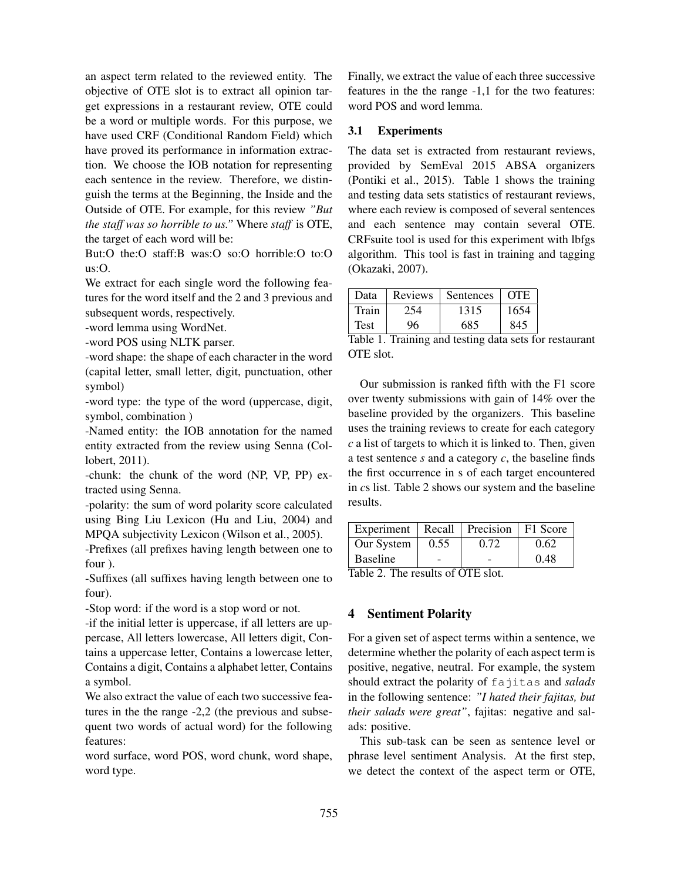an aspect term related to the reviewed entity. The objective of OTE slot is to extract all opinion target expressions in a restaurant review, OTE could be a word or multiple words. For this purpose, we have used CRF (Conditional Random Field) which have proved its performance in information extraction. We choose the IOB notation for representing each sentence in the review. Therefore, we distinguish the terms at the Beginning, the Inside and the Outside of OTE. For example, for this review *"But the staff was so horrible to us."* Where *staff* is OTE, the target of each word will be:

But:O the:O staff:B was:O so:O horrible:O to:O us:O.

We extract for each single word the following features for the word itself and the 2 and 3 previous and subsequent words, respectively.

-word lemma using WordNet.

-word POS using NLTK parser.

-word shape: the shape of each character in the word (capital letter, small letter, digit, punctuation, other symbol)

-word type: the type of the word (uppercase, digit, symbol, combination )

-Named entity: the IOB annotation for the named entity extracted from the review using Senna (Collobert, 2011).

-chunk: the chunk of the word (NP, VP, PP) extracted using Senna.

-polarity: the sum of word polarity score calculated using Bing Liu Lexicon (Hu and Liu, 2004) and MPQA subjectivity Lexicon (Wilson et al., 2005).

-Prefixes (all prefixes having length between one to four ).

-Suffixes (all suffixes having length between one to four).

-Stop word: if the word is a stop word or not.

-if the initial letter is uppercase, if all letters are uppercase, All letters lowercase, All letters digit, Contains a uppercase letter, Contains a lowercase letter, Contains a digit, Contains a alphabet letter, Contains a symbol.

We also extract the value of each two successive features in the the range -2,2 (the previous and subsequent two words of actual word) for the following features:

word surface, word POS, word chunk, word shape, word type.

Finally, we extract the value of each three successive features in the the range -1,1 for the two features: word POS and word lemma.

### 3.1 Experiments

The data set is extracted from restaurant reviews, provided by SemEval 2015 ABSA organizers (Pontiki et al., 2015). Table 1 shows the training and testing data sets statistics of restaurant reviews, where each review is composed of several sentences and each sentence may contain several OTE. CRFsuite tool is used for this experiment with lbfgs algorithm. This tool is fast in training and tagging (Okazaki, 2007).

| Data | Reviews | Sentences | OTE |
|---|---|---|---|
| Train | 254 | 1315 | 1654 |
| Test | 96 | 685 | 845 |

Table 1. Training and testing data sets for restaurant OTE slot.

Our submission is ranked fifth with the F1 score over twenty submissions with gain of 14% over the baseline provided by the organizers. This baseline uses the training reviews to create for each category *c* a list of targets to which it is linked to. Then, given a test sentence *s* and a category *c*, the baseline finds the first occurrence in s of each target encountered in *c*s list. Table 2 shows our system and the baseline results.

| Experiment | Recall | Precision | F1 Score |
|---|---|---|---|
| Our System | 0.55 | 0.72 | 0.62 |
| Baseline | - | - | 0.48 |

Table 2. The results of OTE slot.

## 4 Sentiment Polarity

For a given set of aspect terms within a sentence, we determine whether the polarity of each aspect term is positive, negative, neutral. For example, the system should extract the polarity of `fajitas` and *salads* in the following sentence: ***"I hated their fajitas, but their salads were great"***, fajitas: negative and salads: positive.

This sub-task can be seen as sentence level or phrase level sentiment Analysis. At the first step, we detect the context of the aspect term or OTE,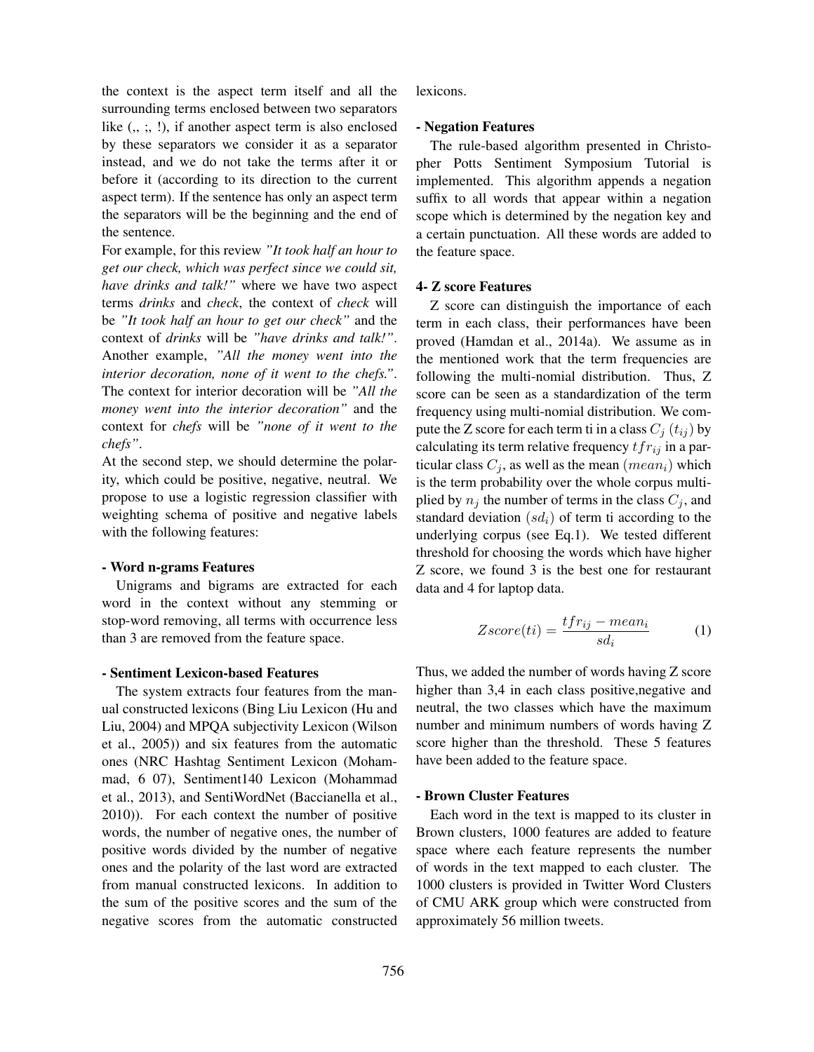the context is the aspect term itself and all the surrounding terms enclosed between two separators like (,, ;, !), if another aspect term is also enclosed by these separators we consider it as a separator instead, and we do not take the terms after it or before it (according to its direction to the current aspect term). If the sentence has only an aspect term the separators will be the beginning and the end of the sentence.

For example, for this review *"It took half an hour to get our check, which was perfect since we could sit, have drinks and talk!"* where we have two aspect terms *drinks* and *check*, the context of *check* will be *"It took half an hour to get our check"* and the context of *drinks* will be *"have drinks and talk!"*. Another example, *"All the money went into the interior decoration, none of it went to the chefs."*. The context for interior decoration will be *"All the money went into the interior decoration"* and the context for *chefs* will be *"none of it went to the chefs"*.

At the second step, we should determine the polarity, which could be positive, negative, neutral. We propose to use a logistic regression classifier with weighting schema of positive and negative labels with the following features:

**- Word n-grams Features**

Unigrams and bigrams are extracted for each word in the context without any stemming or stop-word removing, all terms with occurrence less than 3 are removed from the feature space.

**- Sentiment Lexicon-based Features**

The system extracts four features from the manual constructed lexicons (Bing Liu Lexicon (Hu and Liu, 2004) and MPQA subjectivity Lexicon (Wilson et al., 2005)) and six features from the automatic ones (NRC Hashtag Sentiment Lexicon (Mohammad, 6 07), Sentiment140 Lexicon (Mohammad et al., 2013), and SentiWordNet (Baccianella et al., 2010)). For each context the number of positive words, the number of negative ones, the number of positive words divided by the number of negative ones and the polarity of the last word are extracted from manual constructed lexicons. In addition to the sum of the positive scores and the sum of the negative scores from the automatic constructed lexicons.

**- Negation Features**

The rule-based algorithm presented in Christopher Potts Sentiment Symposium Tutorial is implemented. This algorithm appends a negation suffix to all words that appear within a negation scope which is determined by the negation key and a certain punctuation. All these words are added to the feature space.

**4- Z score Features**

Z score can distinguish the importance of each term in each class, their performances have been proved (Hamdan et al., 2014a). We assume as in the mentioned work that the term frequencies are following the multi-nomial distribution. Thus, Z score can be seen as a standardization of the term frequency using multi-nomial distribution. We compute the Z score for each term ti in a class $C_j$ ($t_{ij}$) by calculating its term relative frequency $tfr_{ij}$ in a particular class $C_j$, as well as the mean ($mean_i$) which is the term probability over the whole corpus multiplied by $n_j$ the number of terms in the class $C_j$, and standard deviation ($sd_i$) of term ti according to the underlying corpus (see Eq.1). We tested different threshold for choosing the words which have higher Z score, we found 3 is the best one for restaurant data and 4 for laptop data.

$$Zscore(ti) = \frac{tfr_{ij} - mean_i}{sd_i} \quad (1)$$

Thus, we added the number of words having Z score higher than 3,4 in each class positive,negative and neutral, the two classes which have the maximum number and minimum numbers of words having Z score higher than the threshold. These 5 features have been added to the feature space.

**- Brown Cluster Features**

Each word in the text is mapped to its cluster in Brown clusters, 1000 features are added to feature space where each feature represents the number of words in the text mapped to each cluster. The 1000 clusters is provided in Twitter Word Clusters of CMU ARK group which were constructed from approximately 56 million tweets.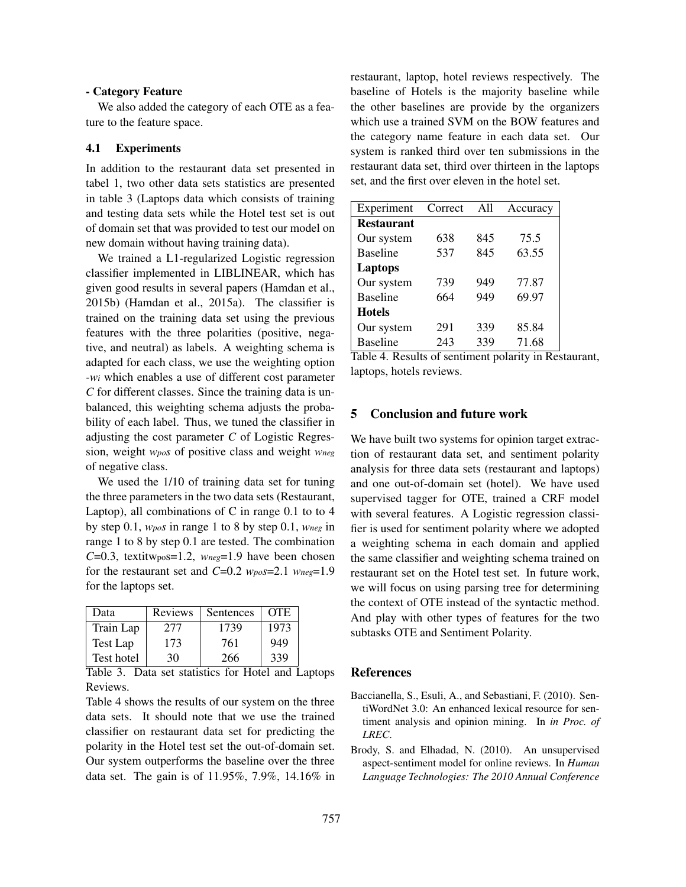**- Category Feature**

We also added the category of each OTE as a feature to the feature space.

### 4.1 Experiments

In addition to the restaurant data set presented in tabel 1, two other data sets statistics are presented in table 3 (Laptops data which consists of training and testing data sets while the Hotel test set is out of domain set that was provided to test our model on new domain without having training data).

We trained a L1-regularized Logistic regression classifier implemented in LIBLINEAR, which has given good results in several papers (Hamdan et al., 2015b) (Hamdan et al., 2015a). The classifier is trained on the training data set using the previous features with the three polarities (positive, negative, and neutral) as labels. A weighting schema is adapted for each class, we use the weighting option *-wi* which enables a use of different cost parameter *C* for different classes. Since the training data is unbalanced, this weighting schema adjusts the probability of each label. Thus, we tuned the classifier in adjusting the cost parameter *C* of Logistic Regression, weight $w_{pos}$ of positive class and weight $w_{neg}$ of negative class.

We used the 1/10 of training data set for tuning the three parameters in the two data sets (Restaurant, Laptop), all combinations of C in range 0.1 to to 4 by step 0.1, $w_{pos}$ in range 1 to 8 by step 0.1, $w_{neg}$ in range 1 to 8 by step 0.1 are tested. The combination *C*=0.3, textitw$_{pos}$=1.2, $w_{neg}$=1.9 have been chosen for the restaurant set and *C*=0.2 $w_{pos}$=2.1 $w_{neg}$=1.9 for the laptops set.

| Data | Reviews | Sentences | OTE |
|---|---|---|---|
| Train Lap | 277 | 1739 | 1973 |
| Test Lap | 173 | 761 | 949 |
| Test hotel | 30 | 266 | 339 |

Table 3. Data set statistics for Hotel and Laptops Reviews.

Table 4 shows the results of our system on the three data sets. It should note that we use the trained classifier on restaurant data set for predicting the polarity in the Hotel test set the out-of-domain set. Our system outperforms the baseline over the three data set. The gain is of 11.95%, 7.9%, 14.16% in restaurant, laptop, hotel reviews respectively. The baseline of Hotels is the majority baseline while the other baselines are provide by the organizers which use a trained SVM on the BOW features and the category name feature in each data set. Our system is ranked third over ten submissions in the restaurant data set, third over thirteen in the laptops set, and the first over eleven in the hotel set.

| Experiment | Correct | All | Accuracy |
|---|---|---|---|
| **Restaurant** | | | |
| Our system | 638 | 845 | 75.5 |
| Baseline | 537 | 845 | 63.55 |
| **Laptops** | | | |
| Our system | 739 | 949 | 77.87 |
| Baseline | 664 | 949 | 69.97 |
| **Hotels** | | | |
| Our system | 291 | 339 | 85.84 |
| Baseline | 243 | 339 | 71.68 |

Table 4. Results of sentiment polarity in Restaurant, laptops, hotels reviews.

## 5 Conclusion and future work

We have built two systems for opinion target extraction of restaurant data set, and sentiment polarity analysis for three data sets (restaurant and laptops) and one out-of-domain set (hotel). We have used supervised tagger for OTE, trained a CRF model with several features. A Logistic regression classifier is used for sentiment polarity where we adopted a weighting schema in each domain and applied the same classifier and weighting schema trained on restaurant set on the Hotel test set. In future work, we will focus on using parsing tree for determining the context of OTE instead of the syntactic method. And play with other types of features for the two subtasks OTE and Sentiment Polarity.

## References

Baccianella, S., Esuli, A., and Sebastiani, F. (2010). SentiWordNet 3.0: An enhanced lexical resource for sentiment analysis and opinion mining. In *in Proc. of LREC*.

Brody, S. and Elhadad, N. (2010). An unsupervised aspect-sentiment model for online reviews. In *Human Language Technologies: The 2010 Annual Conference*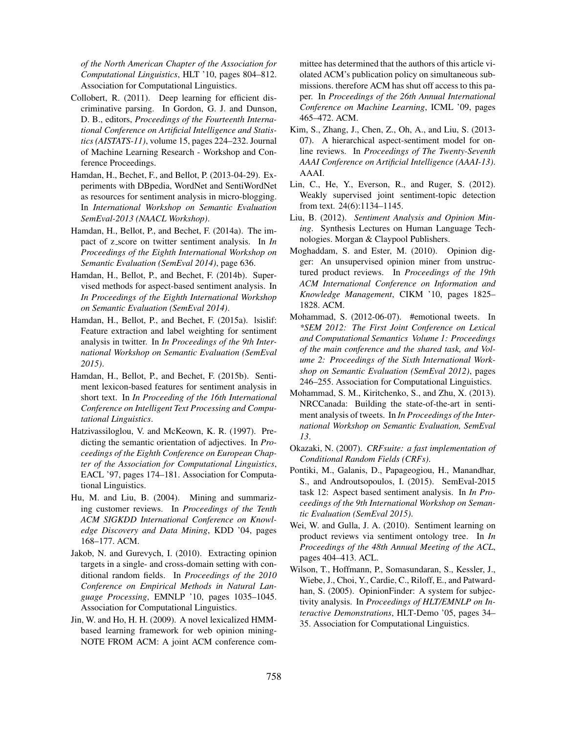*of the North American Chapter of the Association for Computational Linguistics*, HLT '10, pages 804–812. Association for Computational Linguistics.

Collobert, R. (2011). Deep learning for efficient discriminative parsing. In Gordon, G. J. and Dunson, D. B., editors, *Proceedings of the Fourteenth International Conference on Artificial Intelligence and Statistics (AISTATS-11)*, volume 15, pages 224–232. Journal of Machine Learning Research - Workshop and Conference Proceedings.

Hamdan, H., Bechet, F., and Bellot, P. (2013-04-29). Experiments with DBpedia, WordNet and SentiWordNet as resources for sentiment analysis in micro-blogging. In *International Workshop on Semantic Evaluation SemEval-2013 (NAACL Workshop)*.

Hamdan, H., Bellot, P., and Bechet, F. (2014a). The impact of z_score on twitter sentiment analysis. In *In Proceedings of the Eighth International Workshop on Semantic Evaluation (SemEval 2014)*, page 636.

Hamdan, H., Bellot, P., and Bechet, F. (2014b). Supervised methods for aspect-based sentiment analysis. In *In Proceedings of the Eighth International Workshop on Semantic Evaluation (SemEval 2014)*.

Hamdan, H., Bellot, P., and Bechet, F. (2015a). lsislif: Feature extraction and label weighting for sentiment analysis in twitter. In *In Proceedings of the 9th International Workshop on Semantic Evaluation (SemEval 2015)*.

Hamdan, H., Bellot, P., and Bechet, F. (2015b). Sentiment lexicon-based features for sentiment analysis in short text. In *In Proceeding of the 16th International Conference on Intelligent Text Processing and Computational Linguistics*.

Hatzivassiloglou, V. and McKeown, K. R. (1997). Predicting the semantic orientation of adjectives. In *Proceedings of the Eighth Conference on European Chapter of the Association for Computational Linguistics*, EACL '97, pages 174–181. Association for Computational Linguistics.

Hu, M. and Liu, B. (2004). Mining and summarizing customer reviews. In *Proceedings of the Tenth ACM SIGKDD International Conference on Knowledge Discovery and Data Mining*, KDD '04, pages 168–177. ACM.

Jakob, N. and Gurevych, I. (2010). Extracting opinion targets in a single- and cross-domain setting with conditional random fields. In *Proceedings of the 2010 Conference on Empirical Methods in Natural Language Processing*, EMNLP '10, pages 1035–1045. Association for Computational Linguistics.

Jin, W. and Ho, H. H. (2009). A novel lexicalized HMM-based learning framework for web opinion mining-NOTE FROM ACM: A joint ACM conference committee has determined that the authors of this article violated ACM's publication policy on simultaneous submissions. therefore ACM has shut off access to this paper. In *Proceedings of the 26th Annual International Conference on Machine Learning*, ICML '09, pages 465–472. ACM.

Kim, S., Zhang, J., Chen, Z., Oh, A., and Liu, S. (2013-07). A hierarchical aspect-sentiment model for online reviews. In *Proceedings of The Twenty-Seventh AAAI Conference on Artificial Intelligence (AAAI-13)*. AAAI.

Lin, C., He, Y., Everson, R., and Ruger, S. (2012). Weakly supervised joint sentiment-topic detection from text. 24(6):1134–1145.

Liu, B. (2012). *Sentiment Analysis and Opinion Mining*. Synthesis Lectures on Human Language Technologies. Morgan & Claypool Publishers.

Moghaddam, S. and Ester, M. (2010). Opinion digger: An unsupervised opinion miner from unstructured product reviews. In *Proceedings of the 19th ACM International Conference on Information and Knowledge Management*, CIKM '10, pages 1825–1828. ACM.

Mohammad, S. (2012-06-07). #emotional tweets. In *\*SEM 2012: The First Joint Conference on Lexical and Computational Semantics Volume 1: Proceedings of the main conference and the shared task, and Volume 2: Proceedings of the Sixth International Workshop on Semantic Evaluation (SemEval 2012)*, pages 246–255. Association for Computational Linguistics.

Mohammad, S. M., Kiritchenko, S., and Zhu, X. (2013). NRCCanada: Building the state-of-the-art in sentiment analysis of tweets. In *In Proceedings of the International Workshop on Semantic Evaluation, SemEval 13*.

Okazaki, N. (2007). *CRFsuite: a fast implementation of Conditional Random Fields (CRFs)*.

Pontiki, M., Galanis, D., Papageogiou, H., Manandhar, S., and Androutsopoulos, I. (2015). SemEval-2015 task 12: Aspect based sentiment analysis. In *In Proceedings of the 9th International Workshop on Semantic Evaluation (SemEval 2015)*.

Wei, W. and Gulla, J. A. (2010). Sentiment learning on product reviews via sentiment ontology tree. In *In Proceedings of the 48th Annual Meeting of the ACL*, pages 404–413. ACL.

Wilson, T., Hoffmann, P., Somasundaran, S., Kessler, J., Wiebe, J., Choi, Y., Cardie, C., Riloff, E., and Patwardhan, S. (2005). OpinionFinder: A system for subjectivity analysis. In *Proceedings of HLT/EMNLP on Interactive Demonstrations*, HLT-Demo '05, pages 34–35. Association for Computational Linguistics.